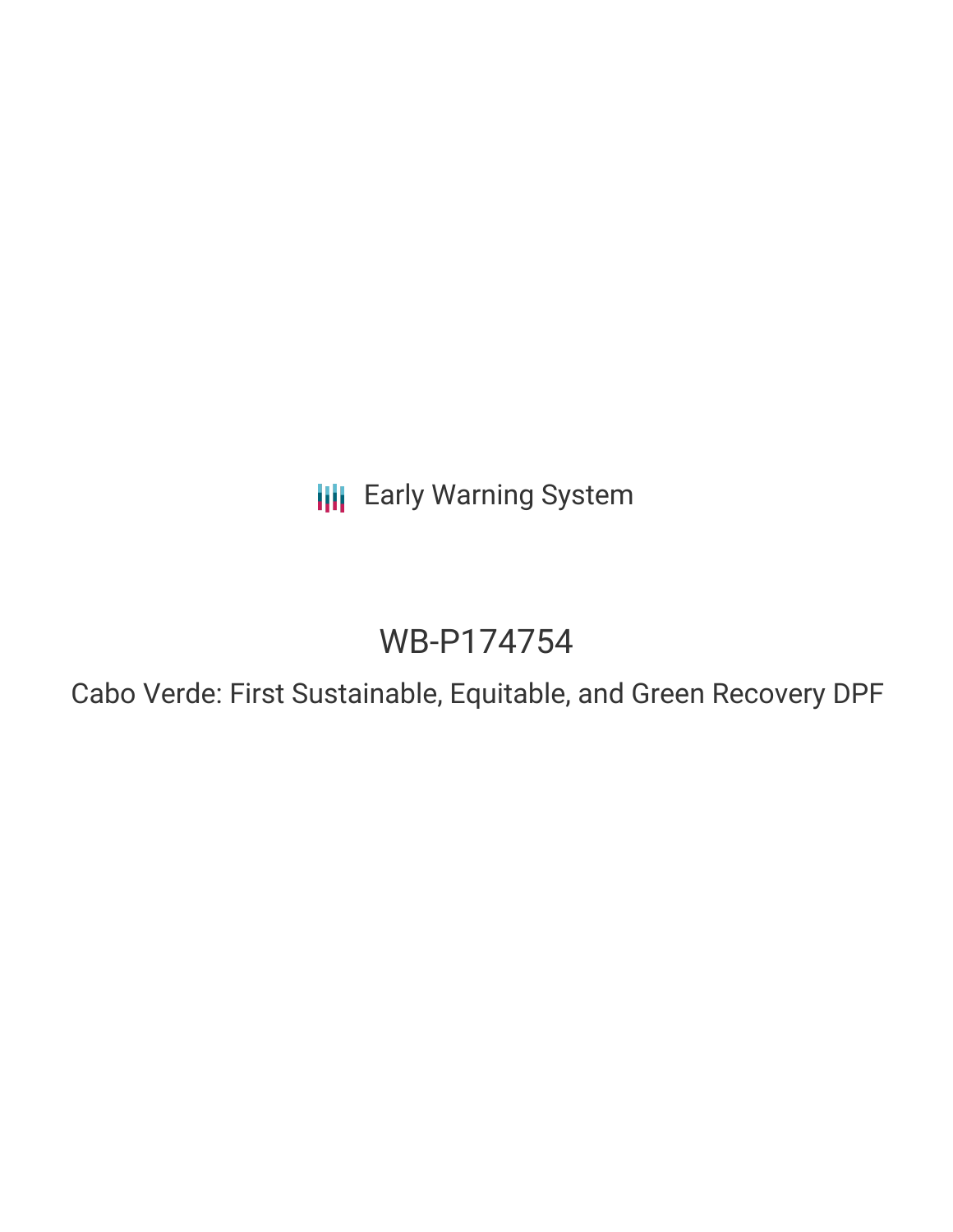Early Warning System

# WB-P174754

## Cabo Verde: First Sustainable, Equitable, and Green Recovery DPF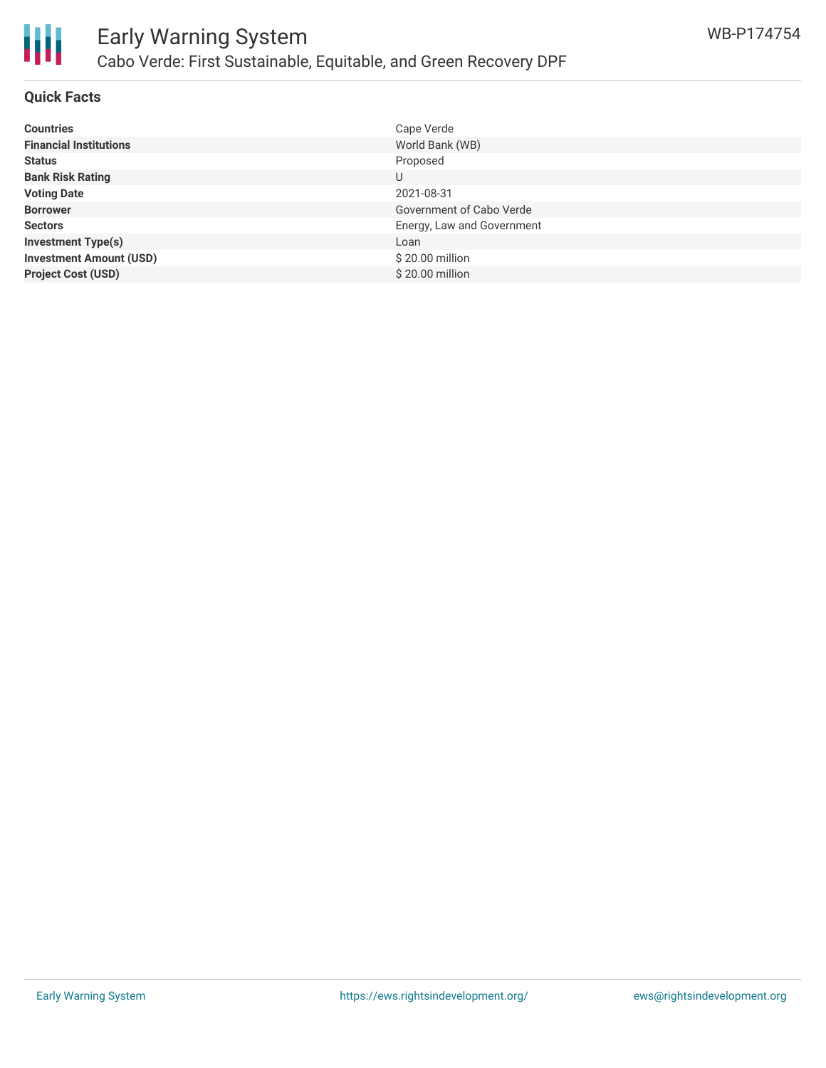# Early Warning System

## Cabo Verde: First Sustainable, Equitable, and Green Recovery DPF

WB-P174754

### Quick Facts

| | |
|---|---|
| **Countries** | Cape Verde |
| **Financial Institutions** | World Bank (WB) |
| **Status** | Proposed |
| **Bank Risk Rating** | U |
| **Voting Date** | 2021-08-31 |
| **Borrower** | Government of Cabo Verde |
| **Sectors** | Energy, Law and Government |
| **Investment Type(s)** | Loan |
| **Investment Amount (USD)** | $ 20.00 million |
| **Project Cost (USD)** | $ 20.00 million |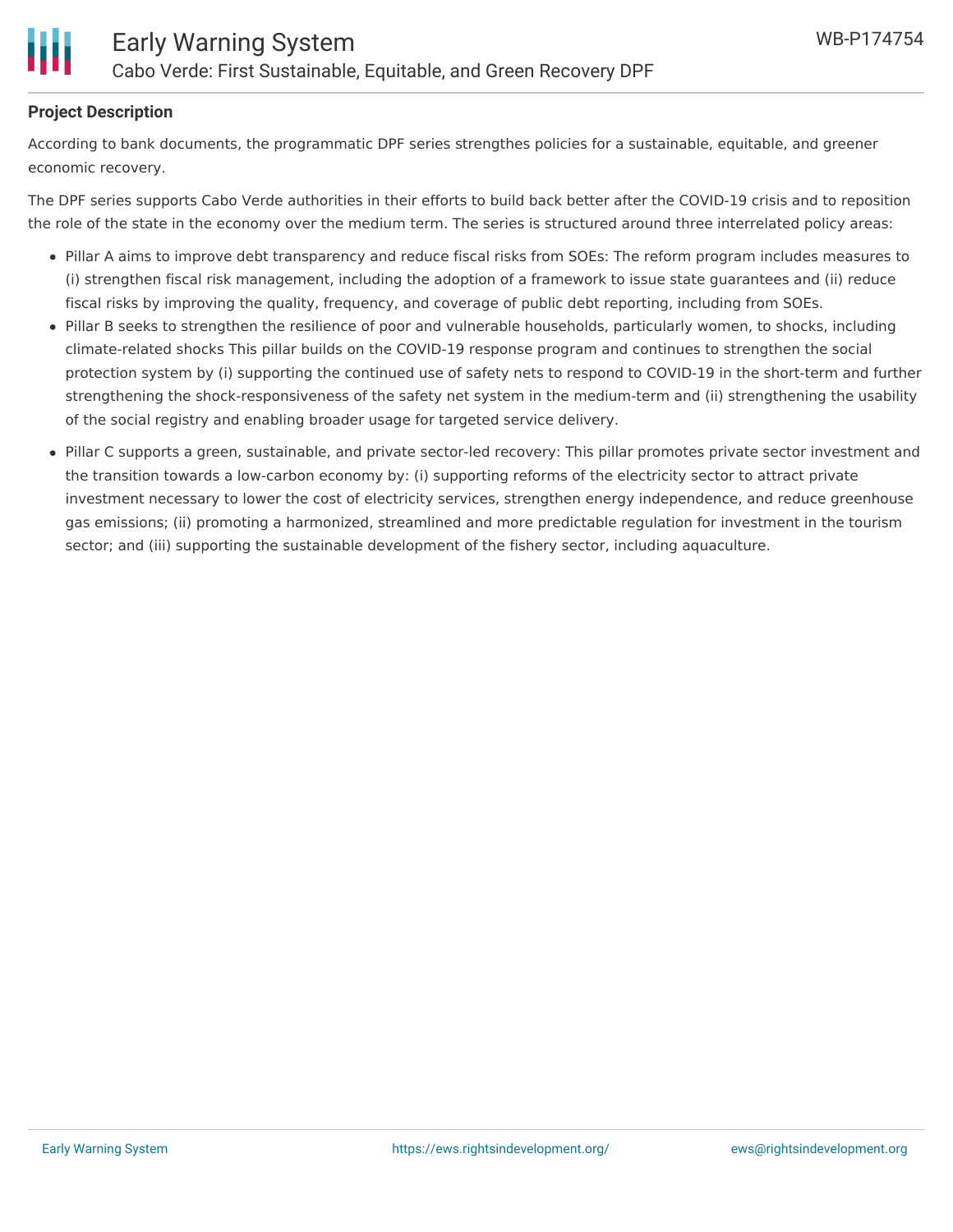**Project Description**

According to bank documents, the programmatic DPF series strengthes policies for a sustainable, equitable, and greener economic recovery.

The DPF series supports Cabo Verde authorities in their efforts to build back better after the COVID-19 crisis and to reposition the role of the state in the economy over the medium term. The series is structured around three interrelated policy areas:

- Pillar A aims to improve debt transparency and reduce fiscal risks from SOEs: The reform program includes measures to (i) strengthen fiscal risk management, including the adoption of a framework to issue state guarantees and (ii) reduce fiscal risks by improving the quality, frequency, and coverage of public debt reporting, including from SOEs.
- Pillar B seeks to strengthen the resilience of poor and vulnerable households, particularly women, to shocks, including climate-related shocks This pillar builds on the COVID-19 response program and continues to strengthen the social protection system by (i) supporting the continued use of safety nets to respond to COVID-19 in the short-term and further strengthening the shock-responsiveness of the safety net system in the medium-term and (ii) strengthening the usability of the social registry and enabling broader usage for targeted service delivery.
- Pillar C supports a green, sustainable, and private sector-led recovery: This pillar promotes private sector investment and the transition towards a low-carbon economy by: (i) supporting reforms of the electricity sector to attract private investment necessary to lower the cost of electricity services, strengthen energy independence, and reduce greenhouse gas emissions; (ii) promoting a harmonized, streamlined and more predictable regulation for investment in the tourism sector; and (iii) supporting the sustainable development of the fishery sector, including aquaculture.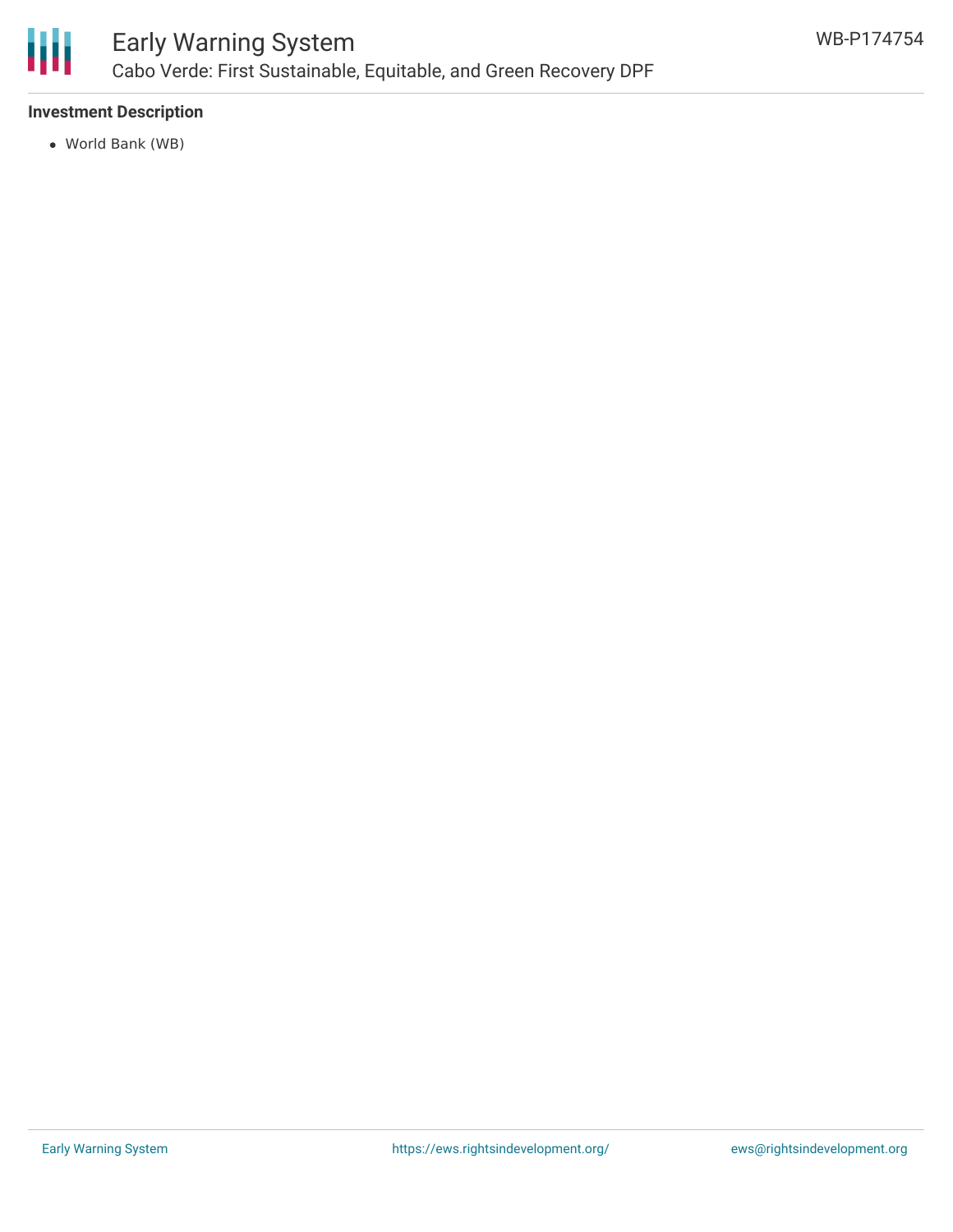**Investment Description**

- World Bank (WB)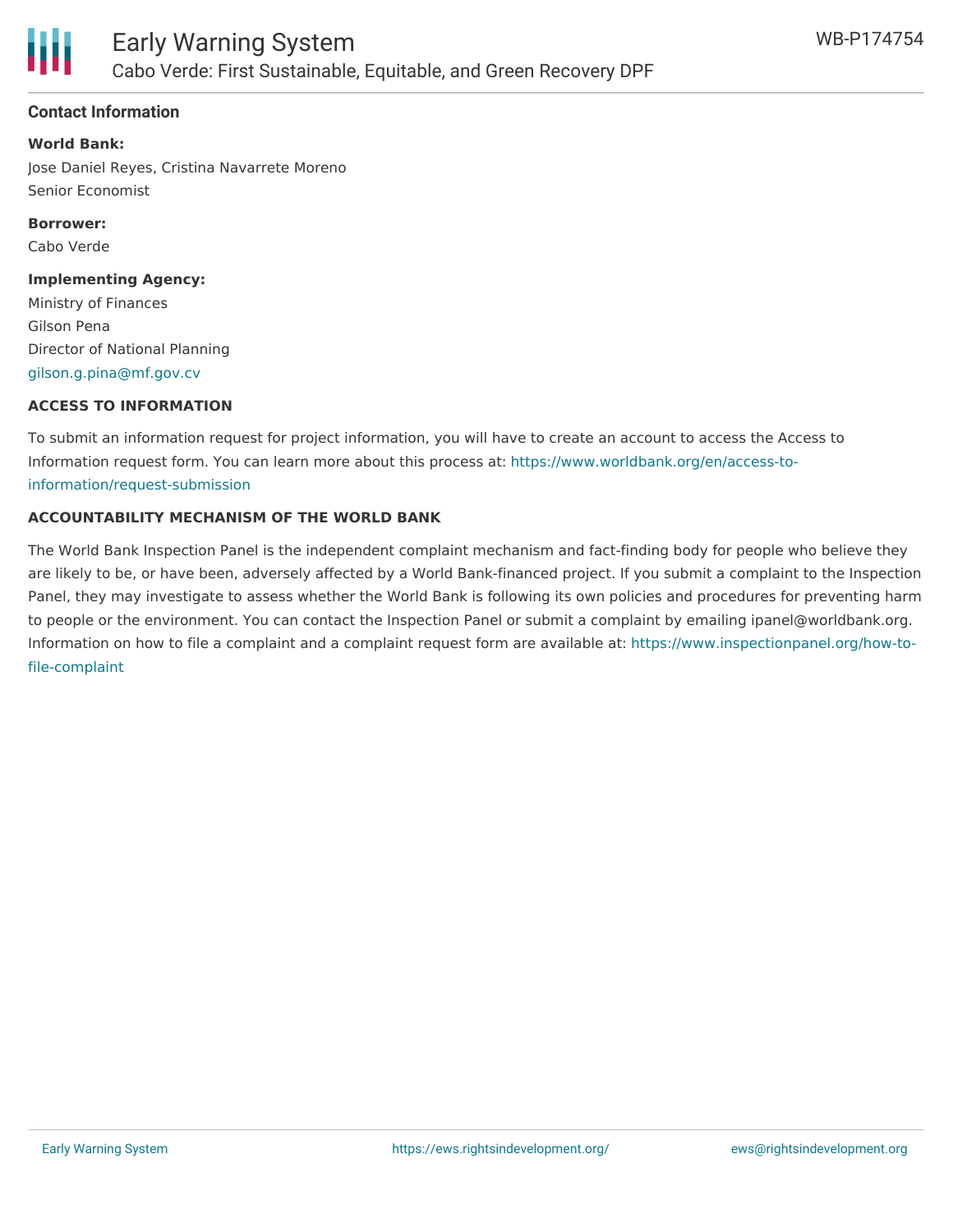## Contact Information

**World Bank:**

Jose Daniel Reyes, Cristina Navarrete Moreno
Senior Economist

**Borrower:**

Cabo Verde

**Implementing Agency:**

Ministry of Finances
Gilson Pena
Director of National Planning
gilson.g.pina@mf.gov.cv

### ACCESS TO INFORMATION

To submit an information request for project information, you will have to create an account to access the Access to Information request form. You can learn more about this process at: https://www.worldbank.org/en/access-to-information/request-submission

### ACCOUNTABILITY MECHANISM OF THE WORLD BANK

The World Bank Inspection Panel is the independent complaint mechanism and fact-finding body for people who believe they are likely to be, or have been, adversely affected by a World Bank-financed project. If you submit a complaint to the Inspection Panel, they may investigate to assess whether the World Bank is following its own policies and procedures for preventing harm to people or the environment. You can contact the Inspection Panel or submit a complaint by emailing ipanel@worldbank.org. Information on how to file a complaint and a complaint request form are available at: https://www.inspectionpanel.org/how-to-file-complaint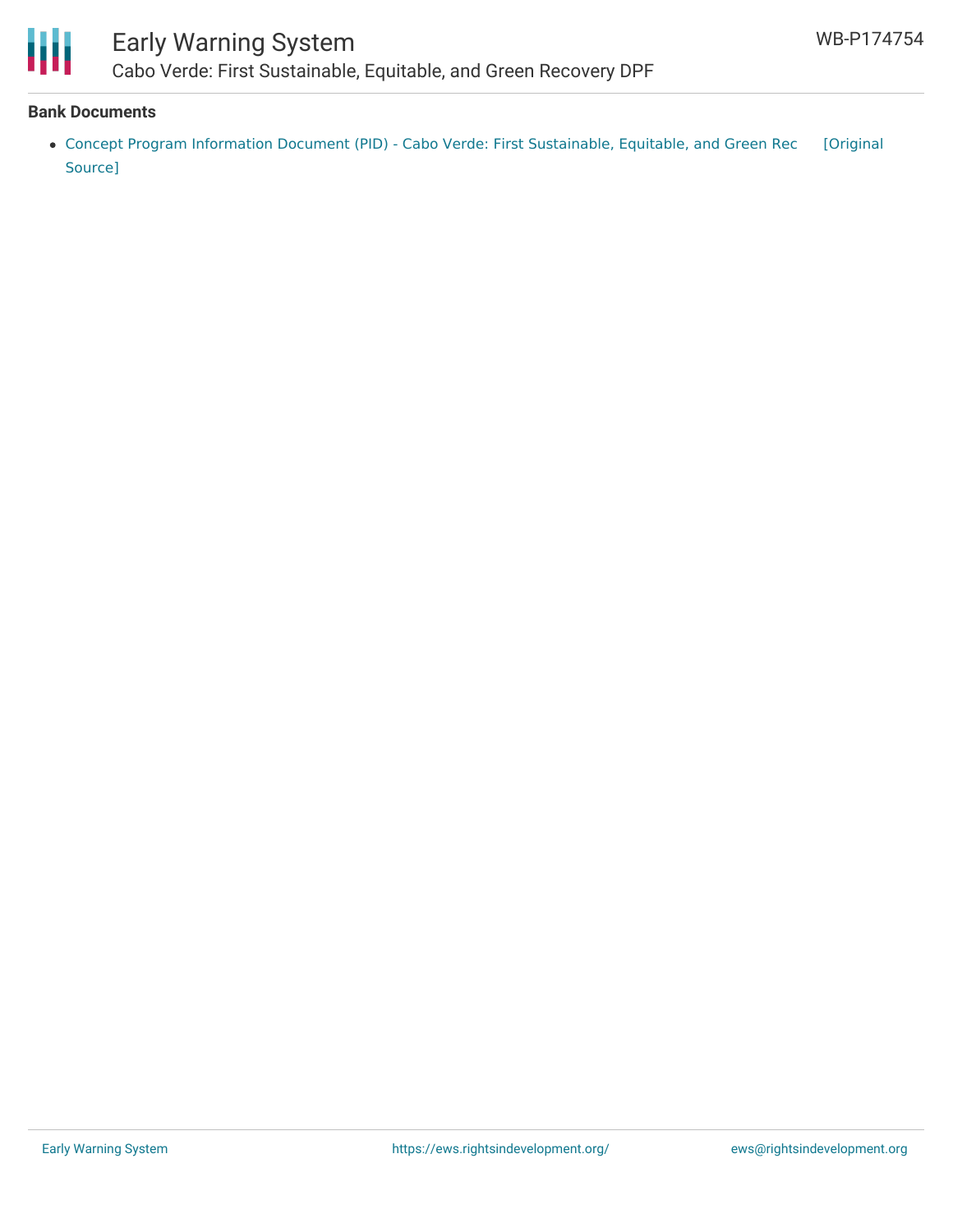**Bank Documents**

- Concept Program Information Document (PID) - Cabo Verde: First Sustainable, Equitable, and Green Rec [Original Source]